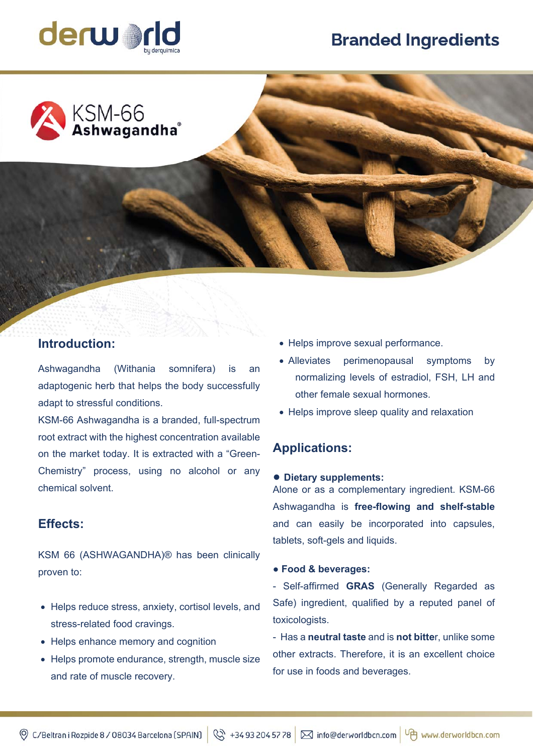Branded Ingredients

# KSM-66 Ashwagandha®

## Introduction:

Ashwagandha (Withania somnifera) is an adaptogenic herb that helps the body successfully adapt to stressful conditions.

KSM-66 Ashwagandha is a branded, full-spectrum root extract with the highest concentration available on the market today. It is extracted with a "Green-Chemistry" process, using no alcohol or any chemical solvent.

## Effects:

KSM 66 (ASHWAGANDHA)® has been clinically proven to:

- Helps reduce stress, anxiety, cortisol levels, and stress-related food cravings.
- Helps enhance memory and cognition
- Helps promote endurance, strength, muscle size and rate of muscle recovery.
- Helps improve sexual performance.
- Alleviates perimenopausal symptoms by normalizing levels of estradiol, FSH, LH and other female sexual hormones.
- Helps improve sleep quality and relaxation

## Applications:

- **Dietary supplements:**

Alone or as a complementary ingredient. KSM-66 Ashwagandha is **free-flowing and shelf-stable** and can easily be incorporated into capsules, tablets, soft-gels and liquids.

- **Food & beverages:**

- Self-affirmed **GRAS** (Generally Regarded as Safe) ingredient, qualified by a reputed panel of toxicologists.

- Has a **neutral taste** and is **not bitte**r, unlike some other extracts. Therefore, it is an excellent choice for use in foods and beverages.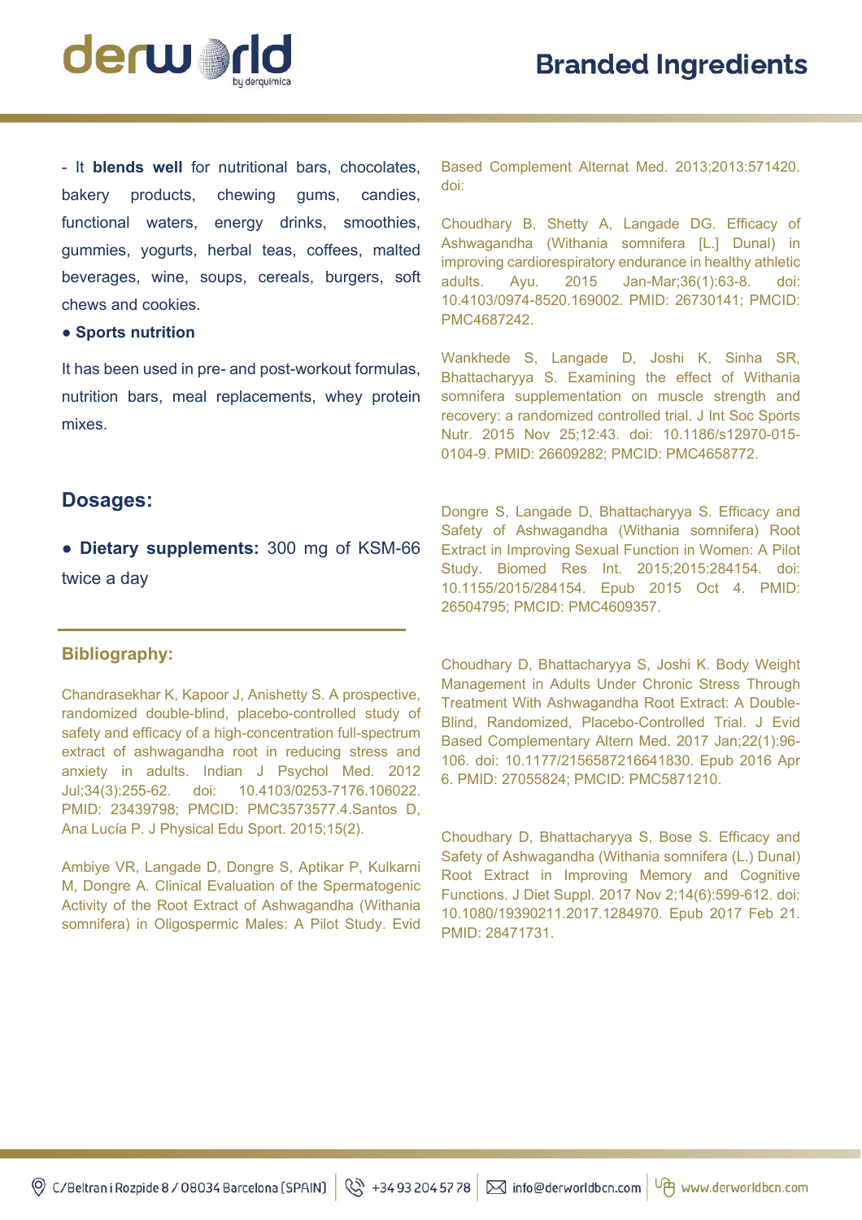- It **blends well** for nutritional bars, chocolates, bakery products, chewing gums, candies, functional waters, energy drinks, smoothies, gummies, yogurts, herbal teas, coffees, malted beverages, wine, soups, cereals, burgers, soft chews and cookies.

- **Sports nutrition**

It has been used in pre- and post-workout formulas, nutrition bars, meal replacements, whey protein mixes.

## Dosages:

- **Dietary supplements:** 300 mg of KSM-66 twice a day

## Bibliography:

Chandrasekhar K, Kapoor J, Anishetty S. A prospective, randomized double-blind, placebo-controlled study of safety and efficacy of a high-concentration full-spectrum extract of ashwagandha root in reducing stress and anxiety in adults. Indian J Psychol Med. 2012 Jul;34(3):255-62. doi: 10.4103/0253-7176.106022. PMID: 23439798; PMCID: PMC3573577.4.Santos D, Ana Lucía P. J Physical Edu Sport. 2015;15(2).

Ambiye VR, Langade D, Dongre S, Aptikar P, Kulkarni M, Dongre A. Clinical Evaluation of the Spermatogenic Activity of the Root Extract of Ashwagandha (Withania somnifera) in Oligospermic Males: A Pilot Study. Evid Based Complement Alternat Med. 2013;2013:571420. doi:

Choudhary B, Shetty A, Langade DG. Efficacy of Ashwagandha (Withania somnifera [L.] Dunal) in improving cardiorespiratory endurance in healthy athletic adults. Ayu. 2015 Jan-Mar;36(1):63-8. doi: 10.4103/0974-8520.169002. PMID: 26730141; PMCID: PMC4687242.

Wankhede S, Langade D, Joshi K, Sinha SR, Bhattacharyya S. Examining the effect of Withania somnifera supplementation on muscle strength and recovery: a randomized controlled trial. J Int Soc Sports Nutr. 2015 Nov 25;12:43. doi: 10.1186/s12970-015-0104-9. PMID: 26609282; PMCID: PMC4658772.

Dongre S, Langade D, Bhattacharyya S. Efficacy and Safety of Ashwagandha (Withania somnifera) Root Extract in Improving Sexual Function in Women: A Pilot Study. Biomed Res Int. 2015;2015:284154. doi: 10.1155/2015/284154. Epub 2015 Oct 4. PMID: 26504795; PMCID: PMC4609357.

Choudhary D, Bhattacharyya S, Joshi K. Body Weight Management in Adults Under Chronic Stress Through Treatment With Ashwagandha Root Extract: A Double-Blind, Randomized, Placebo-Controlled Trial. J Evid Based Complementary Altern Med. 2017 Jan;22(1):96-106. doi: 10.1177/2156587216641830. Epub 2016 Apr 6. PMID: 27055824; PMCID: PMC5871210.

Choudhary D, Bhattacharyya S, Bose S. Efficacy and Safety of Ashwagandha (Withania somnifera (L.) Dunal) Root Extract in Improving Memory and Cognitive Functions. J Diet Suppl. 2017 Nov 2;14(6):599-612. doi: 10.1080/19390211.2017.1284970. Epub 2017 Feb 21. PMID: 28471731.